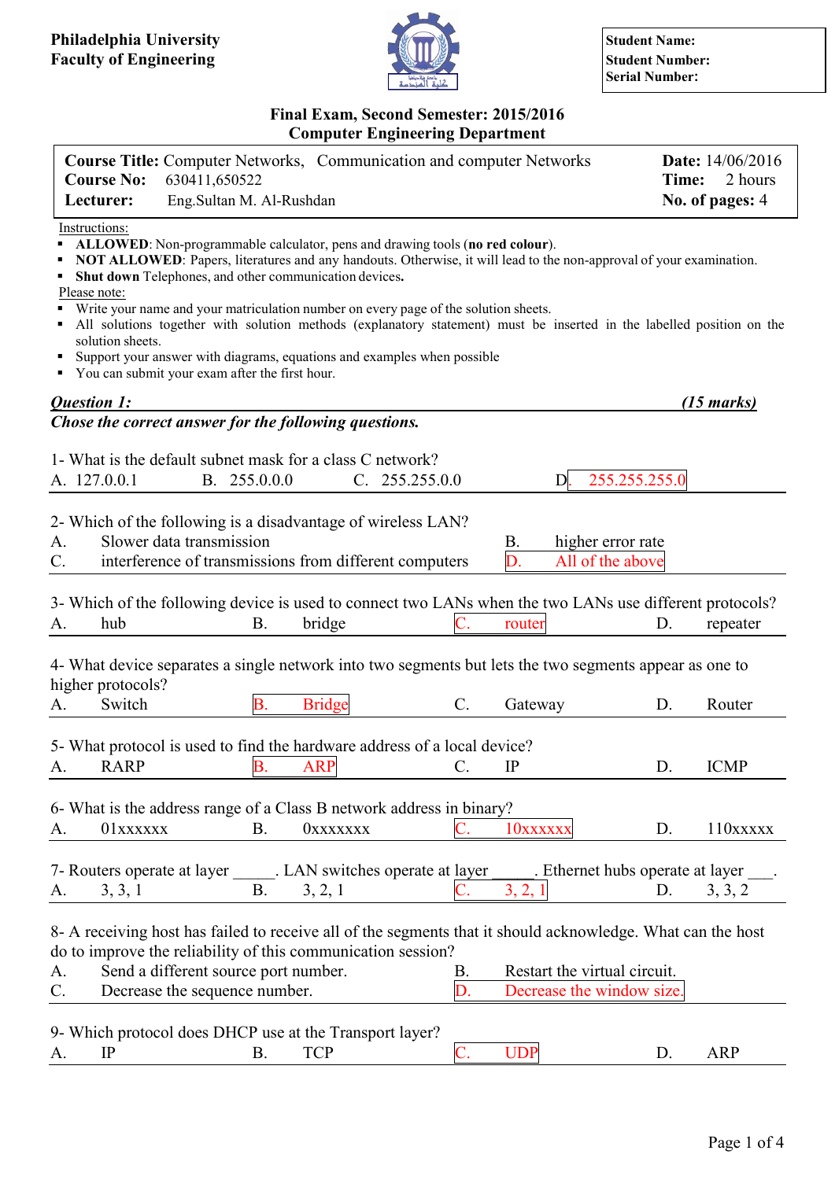**Philadelphia University**
**Faculty of Engineering**

| |
|---|
| **Student Name:** |
| **Student Number:** |
| **Serial Number:** |

## Final Exam, Second Semester: 2015/2016
## Computer Engineering Department

| | |
|---|---|
| **Course Title:** Computer Networks, Communication and computer Networks | **Date:** 14/06/2016 |
| **Course No:** 630411,650522 | **Time:** 2 hours |
| **Lecturer:** Eng.Sultan M. Al-Rushdan | **No. of pages:** 4 |

Instructions:

- **ALLOWED**: Non-programmable calculator, pens and drawing tools (**no red colour**).
- **NOT ALLOWED**: Papers, literatures and any handouts. Otherwise, it will lead to the non-approval of your examination.
- **Shut down** Telephones, and other communication devices.

Please note:

- Write your name and your matriculation number on every page of the solution sheets.
- All solutions together with solution methods (explanatory statement) must be inserted in the labelled position on the solution sheets.
- Support your answer with diagrams, equations and examples when possible
- You can submit your exam after the first hour.

***Question 1:*** ***(15 marks)***

***Chose the correct answer for the following questions.***

1- What is the default subnet mask for a class C network?
A. 127.0.0.1 B. 255.0.0.0 C. 255.255.0.0 D. 255.255.255.0

2- Which of the following is a disadvantage of wireless LAN?
A. Slower data transmission
B. higher error rate
C. interference of transmissions from different computers
D. All of the above

3- Which of the following device is used to connect two LANs when the two LANs use different protocols?
A. hub B. bridge C. router D. repeater

4- What device separates a single network into two segments but lets the two segments appear as one to higher protocols?
A. Switch B. Bridge C. Gateway D. Router

5- What protocol is used to find the hardware address of a local device?
A. RARP B. ARP C. IP D. ICMP

6- What is the address range of a Class B network address in binary?
A. 01xxxxxx B. 0xxxxxxx C. 10xxxxxx D. 110xxxxx

7- Routers operate at layer _____. LAN switches operate at layer _____. Ethernet hubs operate at layer ___.
A. 3, 3, 1 B. 3, 2, 1 C. 3, 2, 1 D. 3, 3, 2

8- A receiving host has failed to receive all of the segments that it should acknowledge. What can the host do to improve the reliability of this communication session?
A. Send a different source port number.
B. Restart the virtual circuit.
C. Decrease the sequence number.
D. Decrease the window size.

9- Which protocol does DHCP use at the Transport layer?
A. IP B. TCP C. UDP D. ARP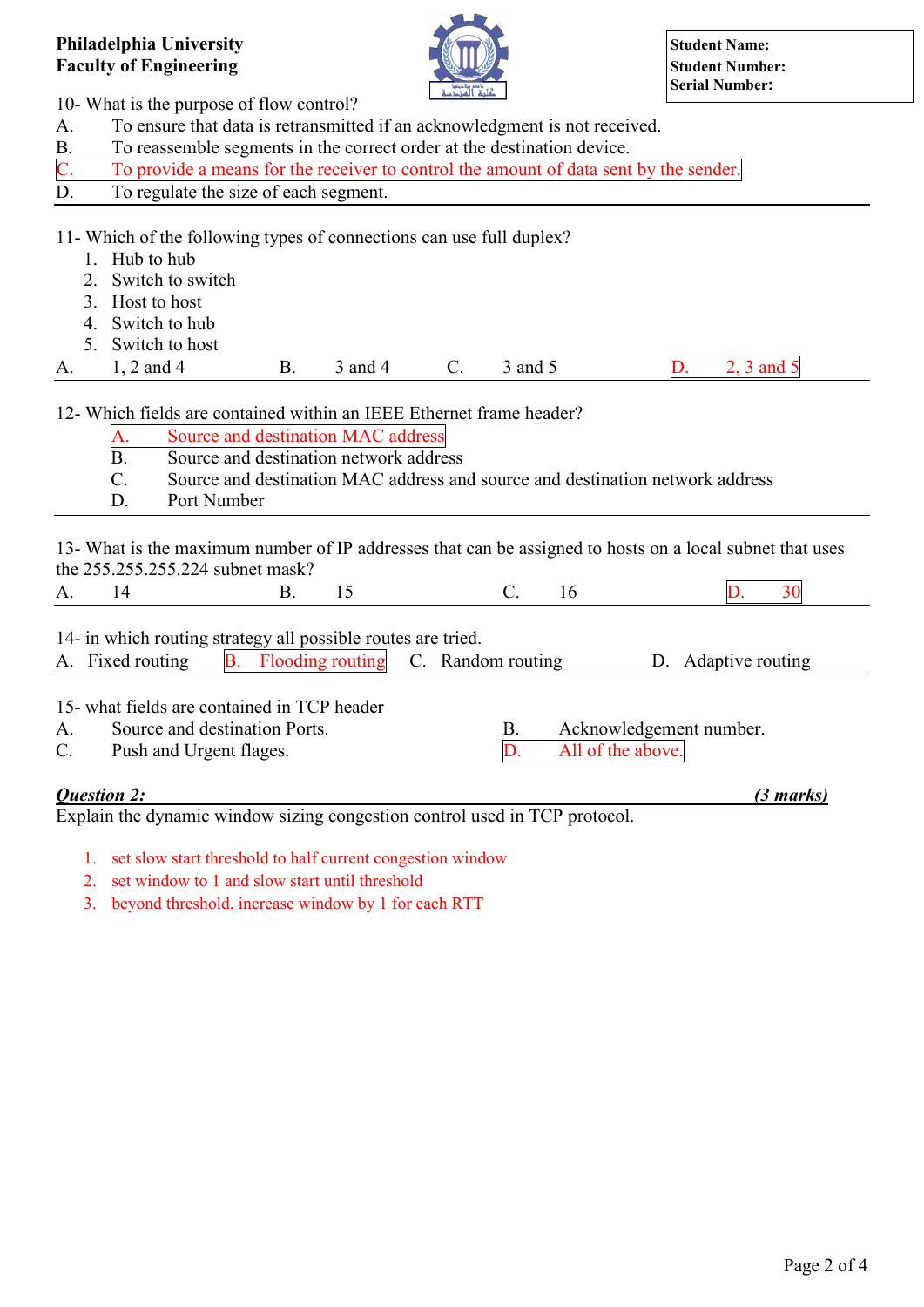**Philadelphia University**
**Faculty of Engineering**

| Student Name: |
|---|
| Student Number: |
| Serial Number: |

10- What is the purpose of flow control?

A. To ensure that data is retransmitted if an acknowledgment is not received.
B. To reassemble segments in the correct order at the destination device.
C. To provide a means for the receiver to control the amount of data sent by the sender.
D. To regulate the size of each segment.

---

11- Which of the following types of connections can use full duplex?

1. Hub to hub
2. Switch to switch
3. Host to host
4. Switch to hub
5. Switch to host

A. 1, 2 and 4 B. 3 and 4 C. 3 and 5 D. 2, 3 and 5

---

12- Which fields are contained within an IEEE Ethernet frame header?

A. Source and destination MAC address
B. Source and destination network address
C. Source and destination MAC address and source and destination network address
D. Port Number

---

13- What is the maximum number of IP addresses that can be assigned to hosts on a local subnet that uses the 255.255.255.224 subnet mask?

A. 14 B. 15 C. 16 D. 30

---

14- in which routing strategy all possible routes are tried.

A. Fixed routing B. Flooding routing C. Random routing D. Adaptive routing

---

15- what fields are contained in TCP header

A. Source and destination Ports.
B. Acknowledgement number.
C. Push and Urgent flages.
D. All of the above.

***Question 2:*** ***(3 marks)***

Explain the dynamic window sizing congestion control used in TCP protocol.

1. set slow start threshold to half current congestion window
2. set window to 1 and slow start until threshold
3. beyond threshold, increase window by 1 for each RTT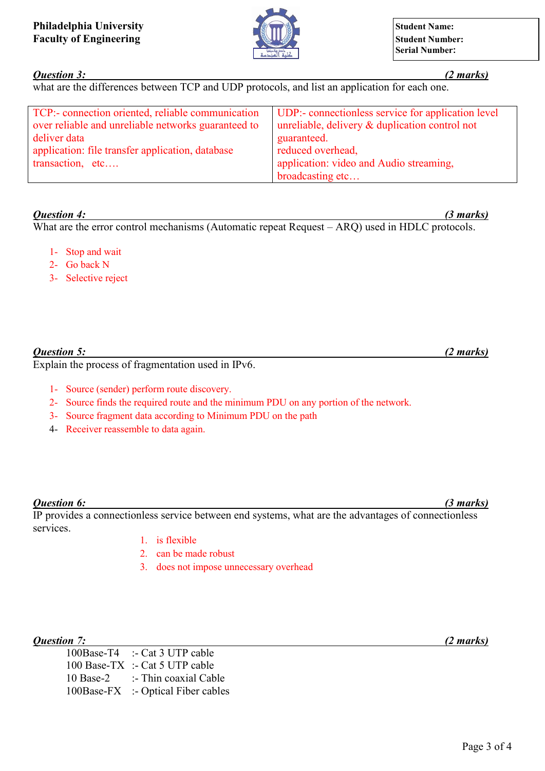**Philadelphia University**
**Faculty of Engineering**

| **Student Name:** |
|---|
| **Student Number:** |
| **Serial Number:** |

***Question 3:*** ***(2 marks)***

what are the differences between TCP and UDP protocols, and list an application for each one.

| TCP:- connection oriented, reliable communication over reliable and unreliable networks guaranteed to deliver data<br>application: file transfer application, database transaction, etc…. | UDP:- connectionless service for application level unreliable, delivery & duplication control not guaranteed.<br>reduced overhead,<br>application: video and Audio streaming, broadcasting etc… |
|---|---|

***Question 4:*** ***(3 marks)***

What are the error control mechanisms (Automatic repeat Request – ARQ) used in HDLC protocols.

1- Stop and wait
2- Go back N
3- Selective reject

***Question 5:*** ***(2 marks)***

Explain the process of fragmentation used in IPv6.

1- Source (sender) perform route discovery.
2- Source finds the required route and the minimum PDU on any portion of the network.
3- Source fragment data according to Minimum PDU on the path
4- Receiver reassemble to data again.

***Question 6:*** ***(3 marks)***

IP provides a connectionless service between end systems, what are the advantages of connectionless services.

1. is flexible
2. can be made robust
3. does not impose unnecessary overhead

***Question 7:*** ***(2 marks)***

100Base-T4 :- Cat 3 UTP cable
100 Base-TX :- Cat 5 UTP cable
10 Base-2 :- Thin coaxial Cable
100Base-FX :- Optical Fiber cables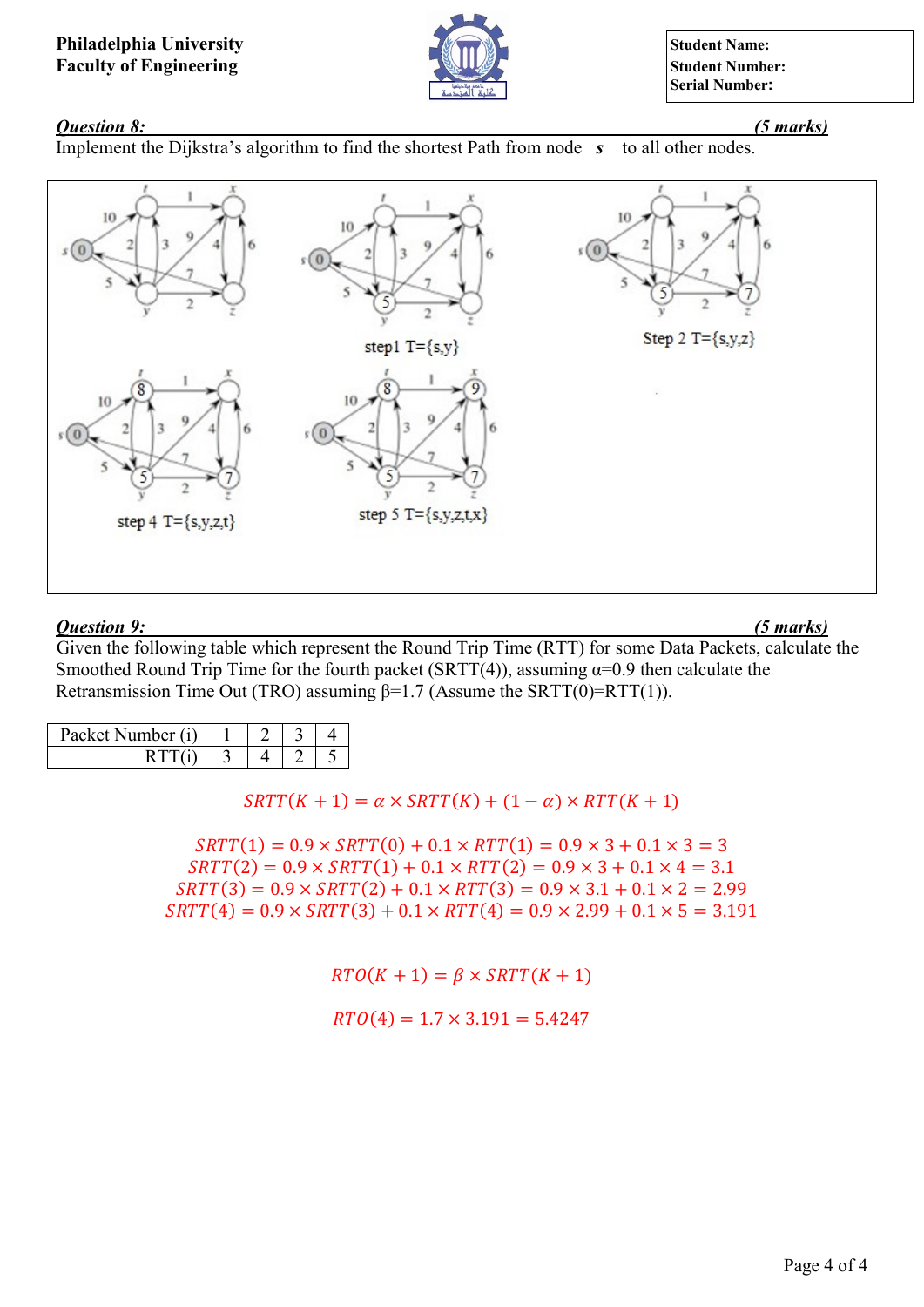**Philadelphia University**
**Faculty of Engineering**

**Student Name:**
**Student Number:**
**Serial Number:**

***Question 8:*** ***(5 marks)***

Implement the Dijkstra's algorithm to find the shortest Path from node ***s*** to all other nodes.

step1 T={s,y}

Step 2 T={s,y,z}

step 4 T={s,y,z,t}

step 5 T={s,y,z,t,x}

***Question 9:*** ***(5 marks)***

Given the following table which represent the Round Trip Time (RTT) for some Data Packets, calculate the Smoothed Round Trip Time for the fourth packet (SRTT(4)), assuming α=0.9 then calculate the Retransmission Time Out (TRO) assuming β=1.7 (Assume the SRTT(0)=RTT(1)).

| Packet Number (i) | 1 | 2 | 3 | 4 |
|---|---|---|---|---|
| RTT(i) | 3 | 4 | 2 | 5 |

$$SRTT(K+1) = \alpha \times SRTT(K) + (1-\alpha) \times RTT(K+1)$$

$$SRTT(1) = 0.9 \times SRTT(0) + 0.1 \times RTT(1) = 0.9 \times 3 + 0.1 \times 3 = 3$$
$$SRTT(2) = 0.9 \times SRTT(1) + 0.1 \times RTT(2) = 0.9 \times 3 + 0.1 \times 4 = 3.1$$
$$SRTT(3) = 0.9 \times SRTT(2) + 0.1 \times RTT(3) = 0.9 \times 3.1 + 0.1 \times 2 = 2.99$$
$$SRTT(4) = 0.9 \times SRTT(3) + 0.1 \times RTT(4) = 0.9 \times 2.99 + 0.1 \times 5 = 3.191$$

$$RTO(K+1) = \beta \times SRTT(K+1)$$

$$RTO(4) = 1.7 \times 3.191 = 5.4247$$